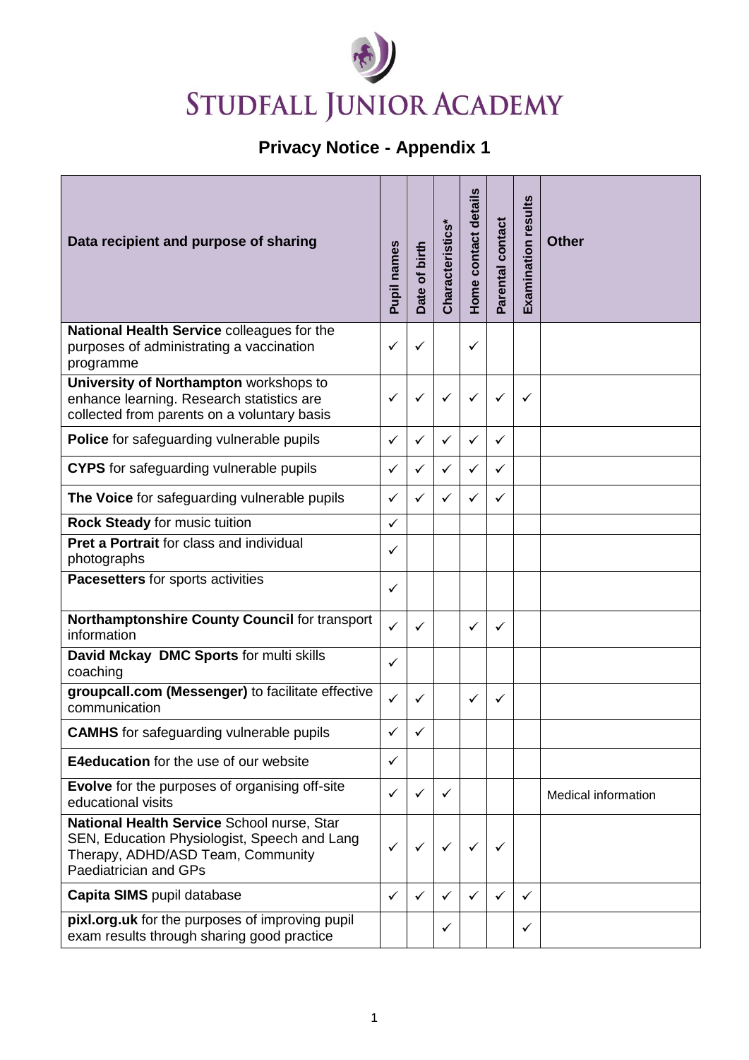# STUDFALL JUNIOR ACADEMY

## Privacy Notice - Appendix 1

| Data recipient and purpose of sharing | Pupil names | Date of birth | Characteristics* | Home contact details | Parental contact | Examination results | Other |
|---|---|---|---|---|---|---|---|
| **National Health Service** colleagues for the purposes of administrating a vaccination programme | ✓ | ✓ | | ✓ | | | |
| **University of Northampton** workshops to enhance learning. Research statistics are collected from parents on a voluntary basis | ✓ | ✓ | ✓ | ✓ | ✓ | ✓ | |
| **Police** for safeguarding vulnerable pupils | ✓ | ✓ | ✓ | ✓ | ✓ | | |
| **CYPS** for safeguarding vulnerable pupils | ✓ | ✓ | ✓ | ✓ | ✓ | | |
| **The Voice** for safeguarding vulnerable pupils | ✓ | ✓ | ✓ | ✓ | ✓ | | |
| **Rock Steady** for music tuition | ✓ | | | | | | |
| **Pret a Portrait** for class and individual photographs | ✓ | | | | | | |
| **Pacesetters** for sports activities | ✓ | | | | | | |
| **Northamptonshire County Council** for transport information | ✓ | ✓ | | ✓ | ✓ | | |
| **David Mckay DMC Sports** for multi skills coaching | ✓ | | | | | | |
| **groupcall.com (Messenger)** to facilitate effective communication | ✓ | ✓ | | ✓ | ✓ | | |
| **CAMHS** for safeguarding vulnerable pupils | ✓ | ✓ | | | | | |
| **E4education** for the use of our website | ✓ | | | | | | |
| **Evolve** for the purposes of organising off-site educational visits | ✓ | ✓ | ✓ | | | | Medical information |
| **National Health Service** School nurse, Star SEN, Education Physiologist, Speech and Lang Therapy, ADHD/ASD Team, Community Paediatrician and GPs | ✓ | ✓ | ✓ | ✓ | ✓ | | |
| **Capita SIMS** pupil database | ✓ | ✓ | ✓ | ✓ | ✓ | ✓ | |
| **pixl.org.uk** for the purposes of improving pupil exam results through sharing good practice | | | ✓ | | | ✓ | |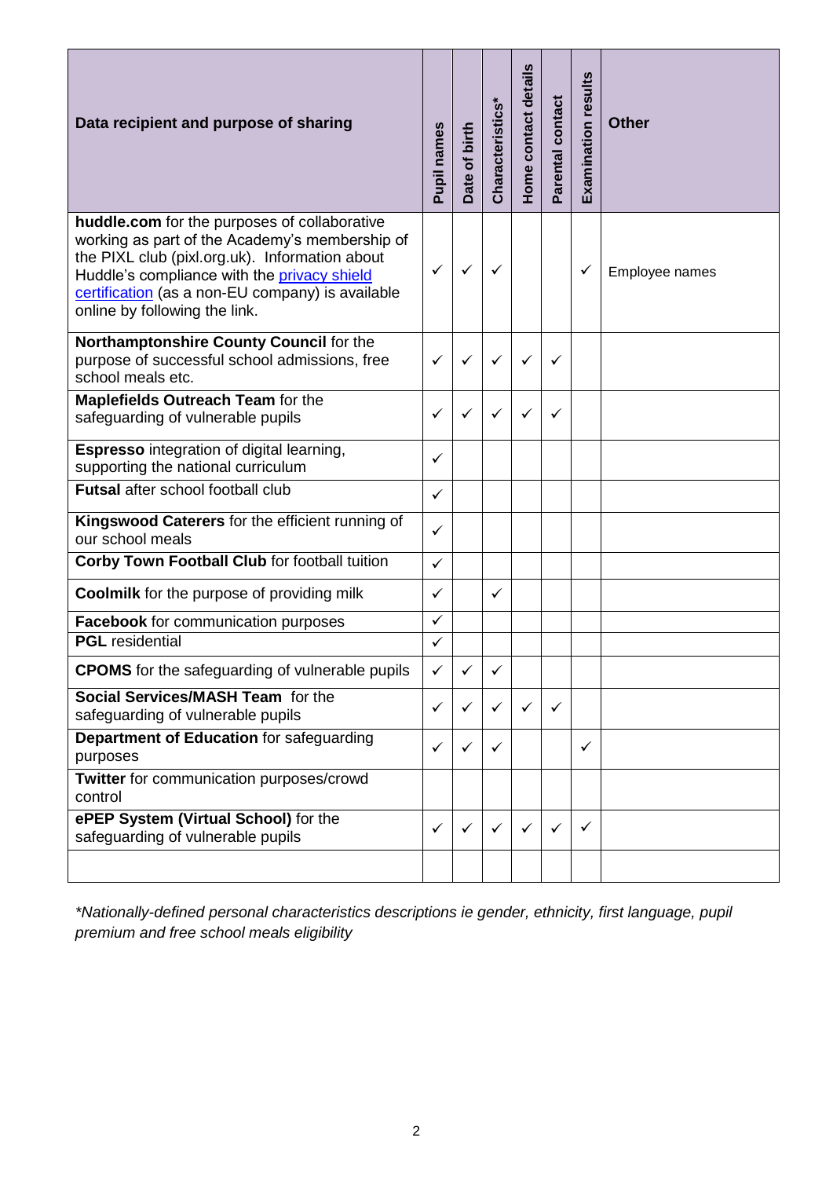| Data recipient and purpose of sharing | Pupil names | Date of birth | Characteristics* | Home contact details | Parental contact | Examination results | Other |
|---|---|---|---|---|---|---|---|
| **huddle.com** for the purposes of collaborative working as part of the Academy's membership of the PIXL club (pixl.org.uk). Information about Huddle's compliance with the privacy shield certification (as a non-EU company) is available online by following the link. | ✓ | ✓ | ✓ | | | ✓ | Employee names |
| **Northamptonshire County Council** for the purpose of successful school admissions, free school meals etc. | ✓ | ✓ | ✓ | ✓ | ✓ | | |
| **Maplefields Outreach Team** for the safeguarding of vulnerable pupils | ✓ | ✓ | ✓ | ✓ | ✓ | | |
| **Espresso** integration of digital learning, supporting the national curriculum | ✓ | | | | | | |
| **Futsal** after school football club | ✓ | | | | | | |
| **Kingswood Caterers** for the efficient running of our school meals | ✓ | | | | | | |
| **Corby Town Football Club** for football tuition | ✓ | | | | | | |
| **Coolmilk** for the purpose of providing milk | ✓ | | ✓ | | | | |
| **Facebook** for communication purposes | ✓ | | | | | | |
| **PGL** residential | ✓ | | | | | | |
| **CPOMS** for the safeguarding of vulnerable pupils | ✓ | ✓ | ✓ | | | | |
| **Social Services/MASH Team** for the safeguarding of vulnerable pupils | ✓ | ✓ | ✓ | ✓ | ✓ | | |
| **Department of Education** for safeguarding purposes | ✓ | ✓ | ✓ | | | ✓ | |
| **Twitter** for communication purposes/crowd control | | | | | | | |
| **ePEP System (Virtual School)** for the safeguarding of vulnerable pupils | ✓ | ✓ | ✓ | ✓ | ✓ | ✓ | |
| | | | | | | | |

*\*Nationally-defined personal characteristics descriptions ie gender, ethnicity, first language, pupil premium and free school meals eligibility*